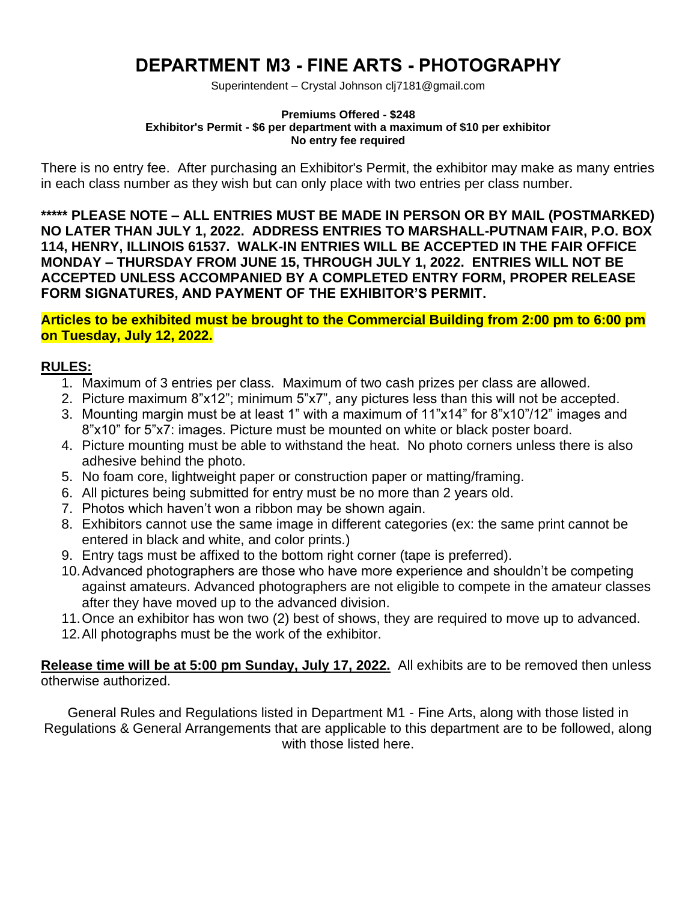# DEPARTMENT M3 - FINE ARTS - PHOTOGRAPHY

Superintendent – Crystal Johnson clj7181@gmail.com

**Premiums Offered - $248**
**Exhibitor's Permit - $6 per department with a maximum of $10 per exhibitor**
**No entry fee required**

There is no entry fee. After purchasing an Exhibitor's Permit, the exhibitor may make as many entries in each class number as they wish but can only place with two entries per class number.

**\*\*\*\*\* PLEASE NOTE – ALL ENTRIES MUST BE MADE IN PERSON OR BY MAIL (POSTMARKED) NO LATER THAN JULY 1, 2022. ADDRESS ENTRIES TO MARSHALL-PUTNAM FAIR, P.O. BOX 114, HENRY, ILLINOIS 61537. WALK-IN ENTRIES WILL BE ACCEPTED IN THE FAIR OFFICE MONDAY – THURSDAY FROM JUNE 15, THROUGH JULY 1, 2022. ENTRIES WILL NOT BE ACCEPTED UNLESS ACCOMPANIED BY A COMPLETED ENTRY FORM, PROPER RELEASE FORM SIGNATURES, AND PAYMENT OF THE EXHIBITOR'S PERMIT.**

**Articles to be exhibited must be brought to the Commercial Building from 2:00 pm to 6:00 pm on Tuesday, July 12, 2022.**

## RULES:

1. Maximum of 3 entries per class. Maximum of two cash prizes per class are allowed.
2. Picture maximum 8"x12"; minimum 5"x7", any pictures less than this will not be accepted.
3. Mounting margin must be at least 1" with a maximum of 11"x14" for 8"x10"/12" images and 8"x10" for 5"x7: images. Picture must be mounted on white or black poster board.
4. Picture mounting must be able to withstand the heat. No photo corners unless there is also adhesive behind the photo.
5. No foam core, lightweight paper or construction paper or matting/framing.
6. All pictures being submitted for entry must be no more than 2 years old.
7. Photos which haven't won a ribbon may be shown again.
8. Exhibitors cannot use the same image in different categories (ex: the same print cannot be entered in black and white, and color prints.)
9. Entry tags must be affixed to the bottom right corner (tape is preferred).
10. Advanced photographers are those who have more experience and shouldn't be competing against amateurs. Advanced photographers are not eligible to compete in the amateur classes after they have moved up to the advanced division.
11. Once an exhibitor has won two (2) best of shows, they are required to move up to advanced.
12. All photographs must be the work of the exhibitor.

**Release time will be at 5:00 pm Sunday, July 17, 2022.** All exhibits are to be removed then unless otherwise authorized.

General Rules and Regulations listed in Department M1 - Fine Arts, along with those listed in Regulations & General Arrangements that are applicable to this department are to be followed, along with those listed here.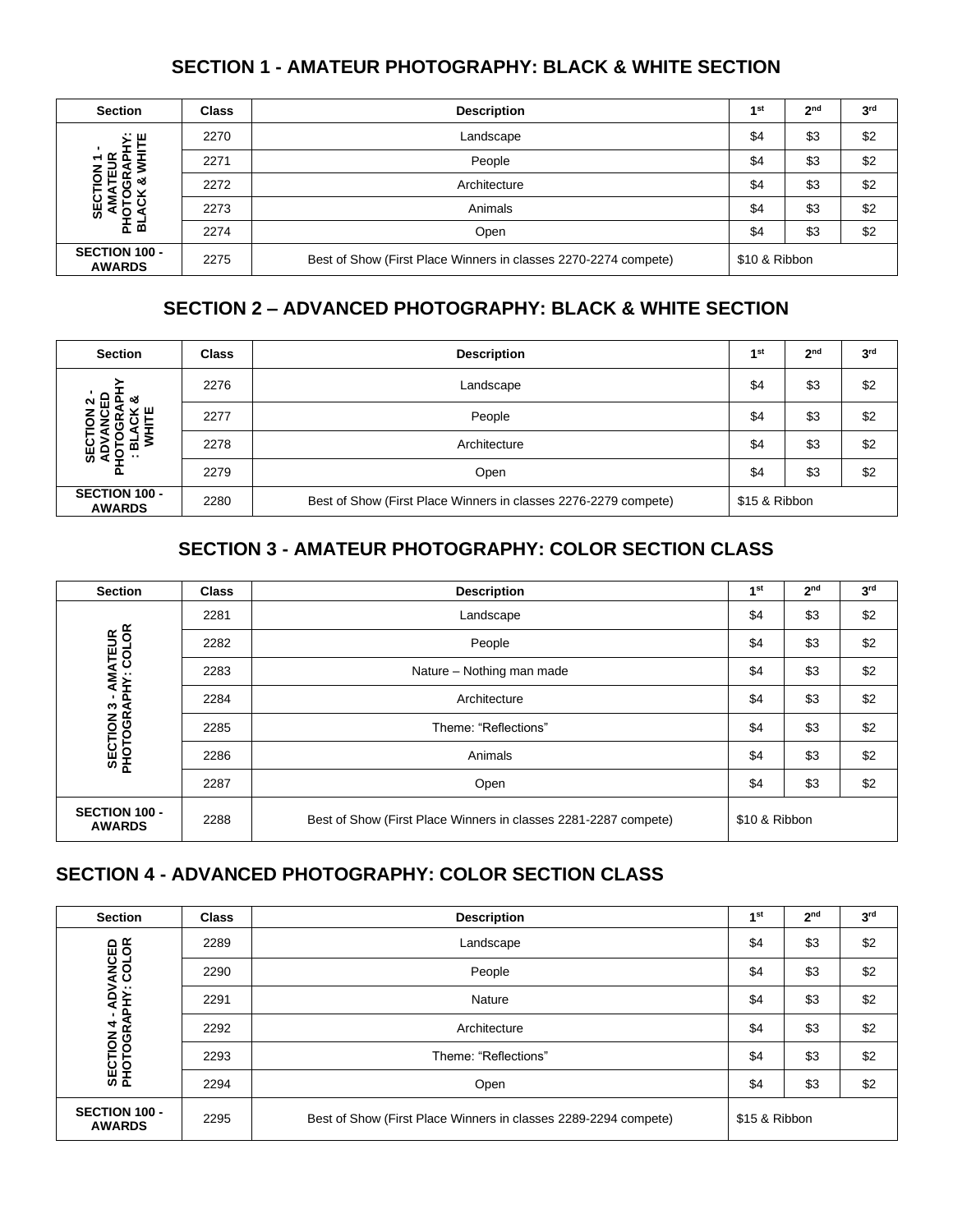## SECTION 1 - AMATEUR PHOTOGRAPHY: BLACK & WHITE SECTION

| Section | Class | Description | 1st | 2nd | 3rd |
|---|---|---|---|---|---|
| SECTION 1 - AMATEUR PHOTOGRAPHY: BLACK & WHITE | 2270 | Landscape | $4 | $3 | $2 |
| | 2271 | People | $4 | $3 | $2 |
| | 2272 | Architecture | $4 | $3 | $2 |
| | 2273 | Animals | $4 | $3 | $2 |
| | 2274 | Open | $4 | $3 | $2 |
| **SECTION 100 - AWARDS** | 2275 | Best of Show (First Place Winners in classes 2270-2274 compete) | $10 & Ribbon | | |

## SECTION 2 – ADVANCED PHOTOGRAPHY: BLACK & WHITE SECTION

| Section | Class | Description | 1st | 2nd | 3rd |
|---|---|---|---|---|---|
| SECTION 2 - ADVANCED PHOTOGRAPHY : BLACK & WHITE | 2276 | Landscape | $4 | $3 | $2 |
| | 2277 | People | $4 | $3 | $2 |
| | 2278 | Architecture | $4 | $3 | $2 |
| | 2279 | Open | $4 | $3 | $2 |
| **SECTION 100 - AWARDS** | 2280 | Best of Show (First Place Winners in classes 2276-2279 compete) | $15 & Ribbon | | |

## SECTION 3 - AMATEUR PHOTOGRAPHY: COLOR SECTION CLASS

| Section | Class | Description | 1st | 2nd | 3rd |
|---|---|---|---|---|---|
| SECTION 3 - AMATEUR PHOTOGRAPHY: COLOR | 2281 | Landscape | $4 | $3 | $2 |
| | 2282 | People | $4 | $3 | $2 |
| | 2283 | Nature – Nothing man made | $4 | $3 | $2 |
| | 2284 | Architecture | $4 | $3 | $2 |
| | 2285 | Theme: "Reflections" | $4 | $3 | $2 |
| | 2286 | Animals | $4 | $3 | $2 |
| | 2287 | Open | $4 | $3 | $2 |
| **SECTION 100 - AWARDS** | 2288 | Best of Show (First Place Winners in classes 2281-2287 compete) | $10 & Ribbon | | |

## SECTION 4 - ADVANCED PHOTOGRAPHY: COLOR SECTION CLASS

| Section | Class | Description | 1st | 2nd | 3rd |
|---|---|---|---|---|---|
| SECTION 4 - ADVANCED PHOTOGRAPHY: COLOR | 2289 | Landscape | $4 | $3 | $2 |
| | 2290 | People | $4 | $3 | $2 |
| | 2291 | Nature | $4 | $3 | $2 |
| | 2292 | Architecture | $4 | $3 | $2 |
| | 2293 | Theme: "Reflections" | $4 | $3 | $2 |
| | 2294 | Open | $4 | $3 | $2 |
| **SECTION 100 - AWARDS** | 2295 | Best of Show (First Place Winners in classes 2289-2294 compete) | $15 & Ribbon | | |